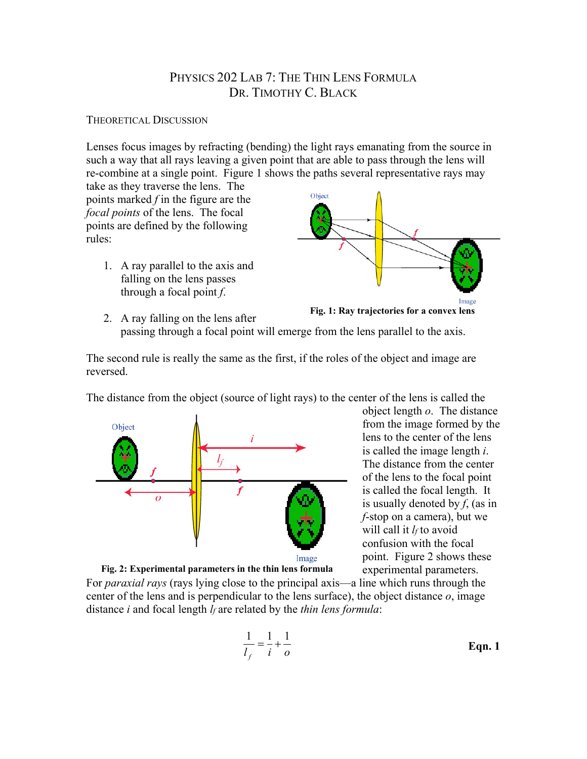# PHYSICS 202 LAB 7: THE THIN LENS FORMULA
## DR. TIMOTHY C. BLACK

### THEORETICAL DISCUSSION

Lenses focus images by refracting (bending) the light rays emanating from the source in such a way that all rays leaving a given point that are able to pass through the lens will re-combine at a single point. Figure 1 shows the paths several representative rays may take as they traverse the lens. The points marked *f* in the figure are the *focal points* of the lens. The focal points are defined by the following rules:

1. A ray parallel to the axis and falling on the lens passes through a focal point *f*.
2. A ray falling on the lens after passing through a focal point will emerge from the lens parallel to the axis.

**Fig. 1: Ray trajectories for a convex lens**

The second rule is really the same as the first, if the roles of the object and image are reversed.

The distance from the object (source of light rays) to the center of the lens is called the object length *o*. The distance from the image formed by the lens to the center of the lens is called the image length *i*. The distance from the center of the lens to the focal point is called the focal length. It is usually denoted by *f*, (as in *f*-stop on a camera), but we will call it $l_f$ to avoid confusion with the focal point. Figure 2 shows these experimental parameters.

**Fig. 2: Experimental parameters in the thin lens formula**

For *paraxial rays* (rays lying close to the principal axis—a line which runs through the center of the lens and is perpendicular to the lens surface), the object distance *o*, image distance *i* and focal length $l_f$ are related by the *thin lens formula*:

$$\frac{1}{l_f} = \frac{1}{i} + \frac{1}{o} \qquad \textbf{Eqn. 1}$$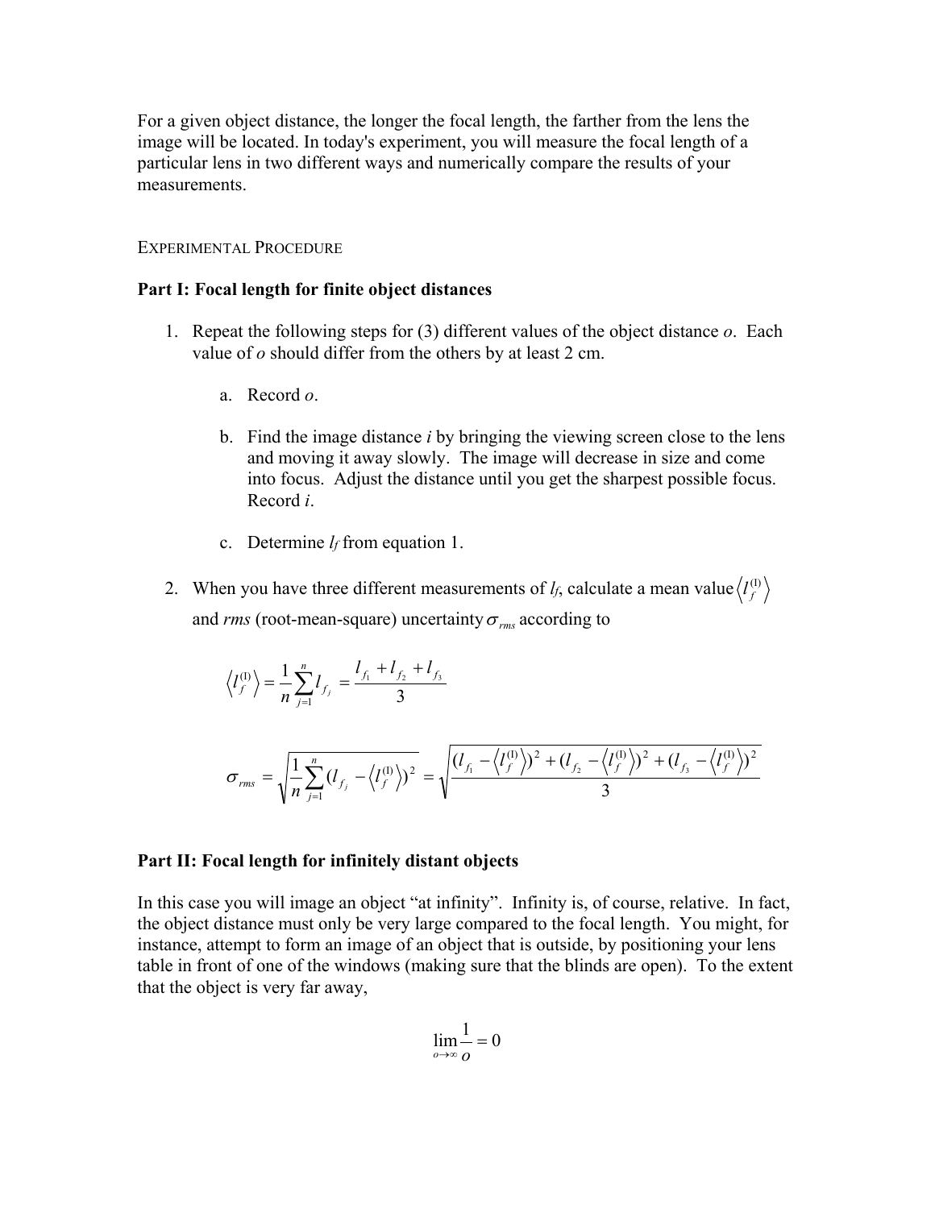For a given object distance, the longer the focal length, the farther from the lens the image will be located. In today's experiment, you will measure the focal length of a particular lens in two different ways and numerically compare the results of your measurements.

## Experimental Procedure

### Part I: Focal length for finite object distances

1. Repeat the following steps for (3) different values of the object distance $o$. Each value of $o$ should differ from the others by at least 2 cm.

    a. Record $o$.

    b. Find the image distance $i$ by bringing the viewing screen close to the lens and moving it away slowly. The image will decrease in size and come into focus. Adjust the distance until you get the sharpest possible focus. Record $i$.

    c. Determine $l_f$ from equation 1.

2. When you have three different measurements of $l_f$, calculate a mean value $\left\langle l_f^{(\mathrm{I})} \right\rangle$ and *rms* (root-mean-square) uncertainty $\sigma_{rms}$ according to

$$\left\langle l_f^{(\mathrm{I})} \right\rangle = \frac{1}{n}\sum_{j=1}^{n} l_{f_j} = \frac{l_{f_1} + l_{f_2} + l_{f_3}}{3}$$

$$\sigma_{rms} = \sqrt{\frac{1}{n}\sum_{j=1}^{n}\left(l_{f_j} - \left\langle l_f^{(\mathrm{I})} \right\rangle\right)^2} = \sqrt{\frac{\left(l_{f_1} - \left\langle l_f^{(\mathrm{I})} \right\rangle\right)^2 + \left(l_{f_2} - \left\langle l_f^{(\mathrm{I})} \right\rangle\right)^2 + \left(l_{f_3} - \left\langle l_f^{(\mathrm{I})} \right\rangle\right)^2}{3}}$$

### Part II: Focal length for infinitely distant objects

In this case you will image an object "at infinity". Infinity is, of course, relative. In fact, the object distance must only be very large compared to the focal length. You might, for instance, attempt to form an image of an object that is outside, by positioning your lens table in front of one of the windows (making sure that the blinds are open). To the extent that the object is very far away,

$$\lim_{o \to \infty} \frac{1}{o} = 0$$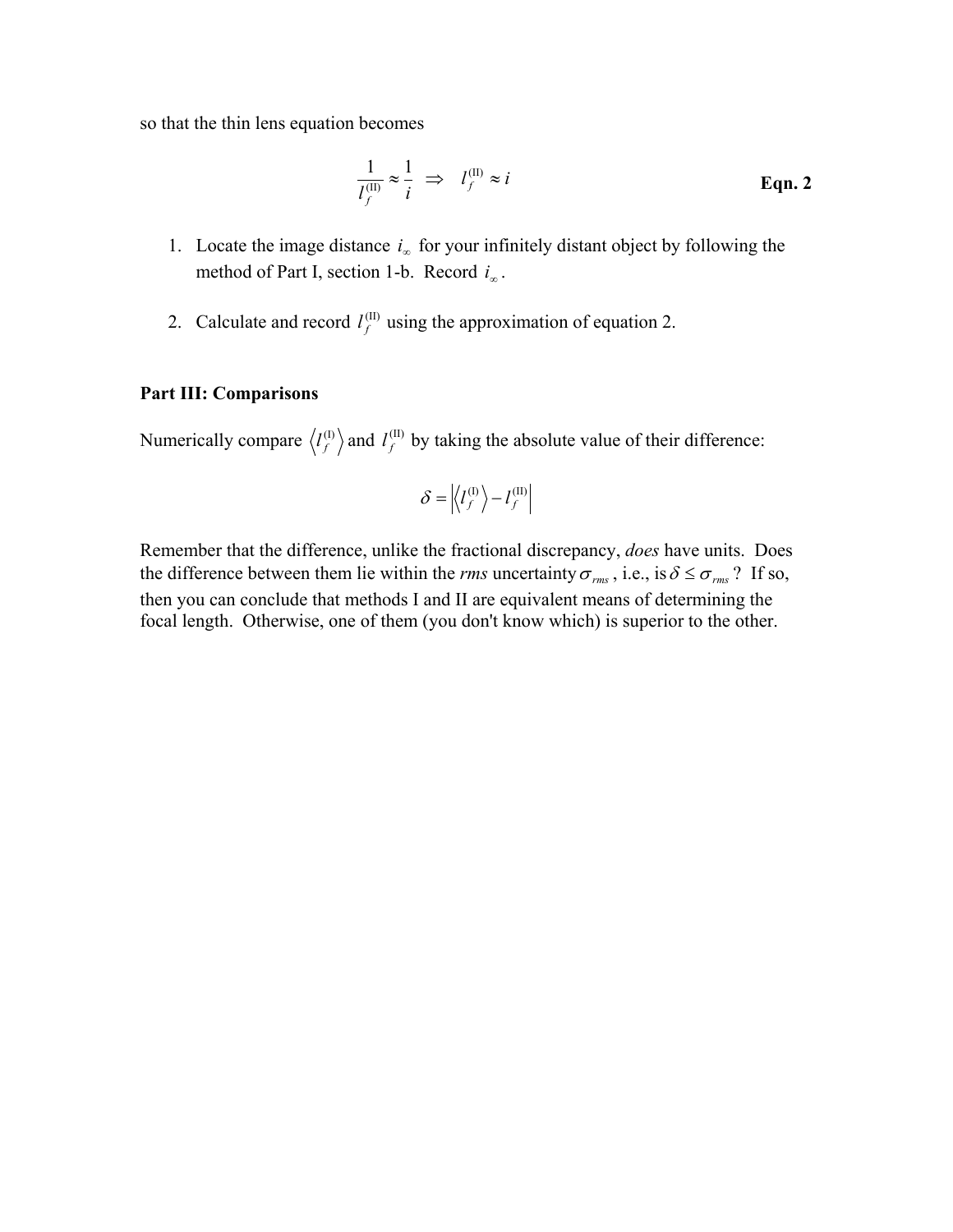so that the thin lens equation becomes

$$\frac{1}{l_f^{(\mathrm{II})}} \approx \frac{1}{i} \;\Rightarrow\; l_f^{(\mathrm{II})} \approx i \qquad \textbf{Eqn. 2}$$

1. Locate the image distance $i_\infty$ for your infinitely distant object by following the method of Part I, section 1-b. Record $i_\infty$.

2. Calculate and record $l_f^{(\mathrm{II})}$ using the approximation of equation 2.

**Part III: Comparisons**

Numerically compare $\langle l_f^{(\mathrm{I})} \rangle$ and $l_f^{(\mathrm{II})}$ by taking the absolute value of their difference:

$$\delta = \left| \langle l_f^{(\mathrm{I})} \rangle - l_f^{(\mathrm{II})} \right|$$

Remember that the difference, unlike the fractional discrepancy, *does* have units. Does the difference between them lie within the *rms* uncertainty $\sigma_{rms}$, i.e., is $\delta \leq \sigma_{rms}$? If so, then you can conclude that methods I and II are equivalent means of determining the focal length. Otherwise, one of them (you don't know which) is superior to the other.